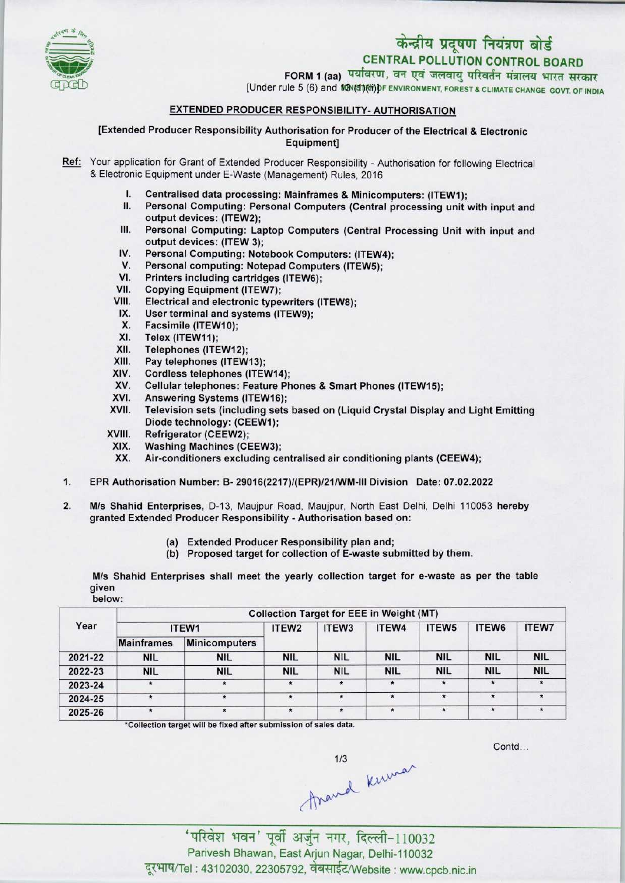# केन्द्रीय प्रदूषण नियंत्रण बोर्ड
## CENTRAL POLLUTION CONTROL BOARD

पर्यावरण, वन एवं जलवायु परिवर्तन मंत्रालय भारत सरकार
MINISTRY OF ENVIRONMENT, FOREST & CLIMATE CHANGE GOVT. OF INDIA

FORM 1 (aa)
[Under rule 5 (6) and 13 (1)(ii)]

### EXTENDED PRODUCER RESPONSIBILITY- AUTHORISATION

**[Extended Producer Responsibility Authorisation for Producer of the Electrical & Electronic Equipment]**

**Ref:** Your application for Grant of Extended Producer Responsibility - Authorisation for following Electrical & Electronic Equipment under E-Waste (Management) Rules, 2016

I. **Centralised data processing: Mainframes & Minicomputers: (ITEW1);**
II. **Personal Computing: Personal Computers (Central processing unit with input and output devices: (ITEW2);**
III. **Personal Computing: Laptop Computers (Central Processing Unit with input and output devices: (ITEW 3);**
IV. **Personal Computing: Notebook Computers: (ITEW4);**
V. **Personal computing: Notepad Computers (ITEW5);**
VI. **Printers including cartridges (ITEW6);**
VII. **Copying Equipment (ITEW7);**
VIII. **Electrical and electronic typewriters (ITEW8);**
IX. **User terminal and systems (ITEW9);**
X. **Facsimile (ITEW10);**
XI. **Telex (ITEW11);**
XII. **Telephones (ITEW12);**
XIII. **Pay telephones (ITEW13);**
XIV. **Cordless telephones (ITEW14);**
XV. **Cellular telephones: Feature Phones & Smart Phones (ITEW15);**
XVI. **Answering Systems (ITEW16);**
XVII. **Television sets (including sets based on (Liquid Crystal Display and Light Emitting Diode technology: (CEEW1);**
XVIII. **Refrigerator (CEEW2);**
XIX. **Washing Machines (CEEW3);**
XX. **Air-conditioners excluding centralised air conditioning plants (CEEW4);**

1. EPR Authorisation Number: B- 29016(2217)/(EPR)/21/WM-III Division Date: 07.02.2022

2. **M/s Shahid Enterprises**, D-13, Maujpur Road, Maujpur, North East Delhi, Delhi 110053 **hereby** granted Extended Producer Responsibility - Authorisation based on:

   (a) Extended Producer Responsibility plan and;
   (b) Proposed target for collection of E-waste submitted by them.

**M/s Shahid Enterprises shall meet the yearly collection target for e-waste as per the table given below:**

| Year | Collection Target for EEE in Weight (MT) | | | | | | | |
|---|---|---|---|---|---|---|---|---|
| | ITEW1 | | ITEW2 | ITEW3 | ITEW4 | ITEW5 | ITEW6 | ITEW7 |
| | Mainframes | Minicomputers | | | | | | |
| 2021-22 | NIL | NIL | NIL | NIL | NIL | NIL | NIL | NIL |
| 2022-23 | NIL | NIL | NIL | NIL | NIL | NIL | NIL | NIL |
| 2023-24 | * | * | * | * | * | * | * | * |
| 2024-25 | * | * | * | * | * | * | * | * |
| 2025-26 | * | * | * | * | * | * | * | * |

*Collection target will be fixed after submission of sales data.

Contd...

Anand Kumar

'परिवेश भवन' पूर्वी अर्जुन नगर, दिल्ली-110032
Parivesh Bhawan, East Arjun Nagar, Delhi-110032
दूरभाष/Tel : 43102030, 22305792, वेबसाईट/Website : www.cpcb.nic.in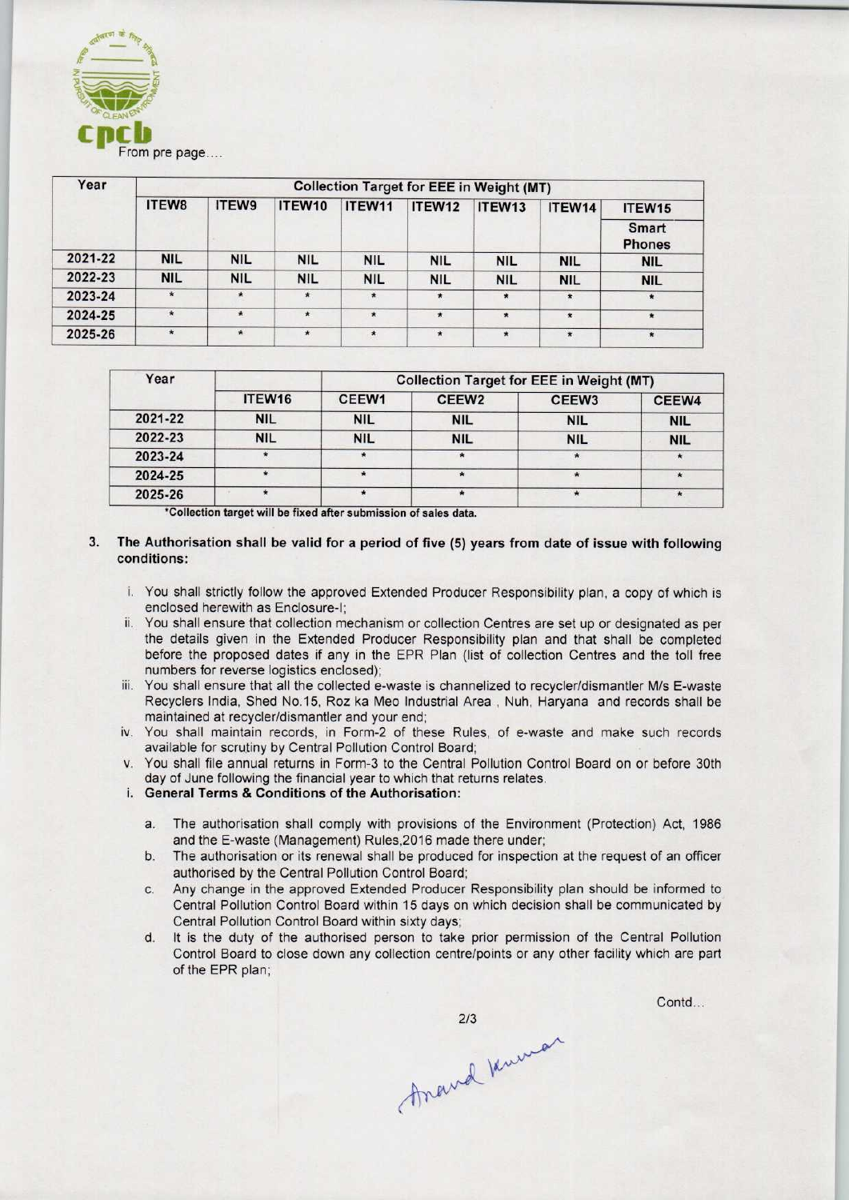From pre page....

| Year | Collection Target for EEE in Weight (MT) | | | | | | | |
|---|---|---|---|---|---|---|---|---|
| | ITEW8 | ITEW9 | ITEW10 | ITEW11 | ITEW12 | ITEW13 | ITEW14 | ITEW15 Smart Phones |
| 2021-22 | NIL | NIL | NIL | NIL | NIL | NIL | NIL | NIL |
| 2022-23 | NIL | NIL | NIL | NIL | NIL | NIL | NIL | NIL |
| 2023-24 | * | * | * | * | * | * | * | * |
| 2024-25 | * | * | * | * | * | * | * | * |
| 2025-26 | * | * | * | * | * | * | * | * |

| Year | | Collection Target for EEE in Weight (MT) | | | |
|---|---|---|---|---|---|
| | ITEW16 | CEEW1 | CEEW2 | CEEW3 | CEEW4 |
| 2021-22 | NIL | NIL | NIL | NIL | NIL |
| 2022-23 | NIL | NIL | NIL | NIL | NIL |
| 2023-24 | * | * | * | * | * |
| 2024-25 | * | * | * | * | * |
| 2025-26 | * | * | * | * | * |

*Collection target will be fixed after submission of sales data.

3. **The Authorisation shall be valid for a period of five (5) years from date of issue with following conditions:**

   i. You shall strictly follow the approved Extended Producer Responsibility plan, a copy of which is enclosed herewith as Enclosure-I;

   ii. You shall ensure that collection mechanism or collection Centres are set up or designated as per the details given in the Extended Producer Responsibility plan and that shall be completed before the proposed dates if any in the EPR Plan (list of collection Centres and the toll free numbers for reverse logistics enclosed);

   iii. You shall ensure that all the collected e-waste is channelized to recycler/dismantler M/s E-waste Recyclers India, Shed No.15, Roz ka Meo Industrial Area , Nuh, Haryana and records shall be maintained at recycler/dismantler and your end;

   iv. You shall maintain records, in Form-2 of these Rules, of e-waste and make such records available for scrutiny by Central Pollution Control Board;

   v. You shall file annual returns in Form-3 to the Central Pollution Control Board on or before 30th day of June following the financial year to which that returns relates.

   i. **General Terms & Conditions of the Authorisation:**

      a. The authorisation shall comply with provisions of the Environment (Protection) Act, 1986 and the E-waste (Management) Rules,2016 made there under;

      b. The authorisation or its renewal shall be produced for inspection at the request of an officer authorised by the Central Pollution Control Board;

      c. Any change in the approved Extended Producer Responsibility plan should be informed to Central Pollution Control Board within 15 days on which decision shall be communicated by Central Pollution Control Board within sixty days;

      d. It is the duty of the authorised person to take prior permission of the Central Pollution Control Board to close down any collection centre/points or any other facility which are part of the EPR plan;

Contd...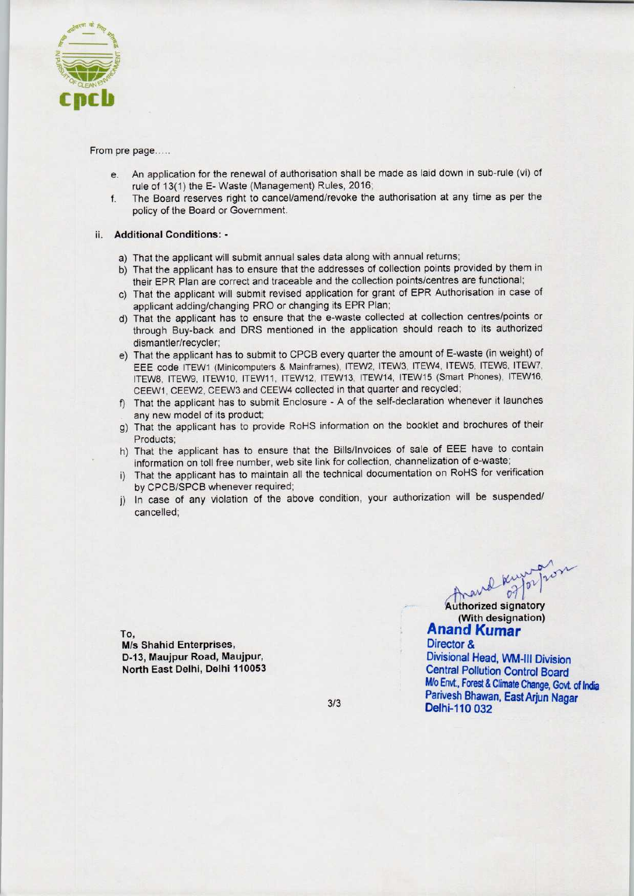From pre page.....

e. An application for the renewal of authorisation shall be made as laid down in sub-rule (vi) of rule of 13(1) the E- Waste (Management) Rules, 2016;
f. The Board reserves right to cancel/amend/revoke the authorisation at any time as per the policy of the Board or Government.

ii. **Additional Conditions: -**

a) That the applicant will submit annual sales data along with annual returns;
b) That the applicant has to ensure that the addresses of collection points provided by them in their EPR Plan are correct and traceable and the collection points/centres are functional;
c) That the applicant will submit revised application for grant of EPR Authorisation in case of applicant adding/changing PRO or changing its EPR Plan;
d) That the applicant has to ensure that the e-waste collected at collection centres/points or through Buy-back and DRS mentioned in the application should reach to its authorized dismantler/recycler;
e) That the applicant has to submit to CPCB every quarter the amount of E-waste (in weight) of EEE code ITEW1 (Minicomputers & Mainframes), ITEW2, ITEW3, ITEW4, ITEW5, ITEW6, ITEW7, ITEW8, ITEW9, ITEW10, ITEW11, ITEW12, ITEW13, ITEW14, ITEW15 (Smart Phones), ITEW16, CEEW1, CEEW2, CEEW3 and CEEW4 collected in that quarter and recycled;
f) That the applicant has to submit Enclosure - A of the self-declaration whenever it launches any new model of its product;
g) That the applicant has to provide RoHS information on the booklet and brochures of their Products;
h) That the applicant has to ensure that the Bills/Invoices of sale of EEE have to contain information on toll free number, web site link for collection, channelization of e-waste;
i) That the applicant has to maintain all the technical documentation on RoHS for verification by CPCB/SPCB whenever required;
j) In case of any violation of the above condition, your authorization will be suspended/ cancelled;

Anand Kumar 07/02/2019

Authorized signatory
(With designation)

**Anand Kumar**
Director &
Divisional Head, WM-III Division
Central Pollution Control Board
M/o Envt., Forest & Climate Change, Govt. of India
Parivesh Bhawan, East Arjun Nagar
Delhi-110 032

To,
**M/s Shahid Enterprises,**
**D-13, Maujpur Road, Maujpur,**
**North East Delhi, Delhi 110053**